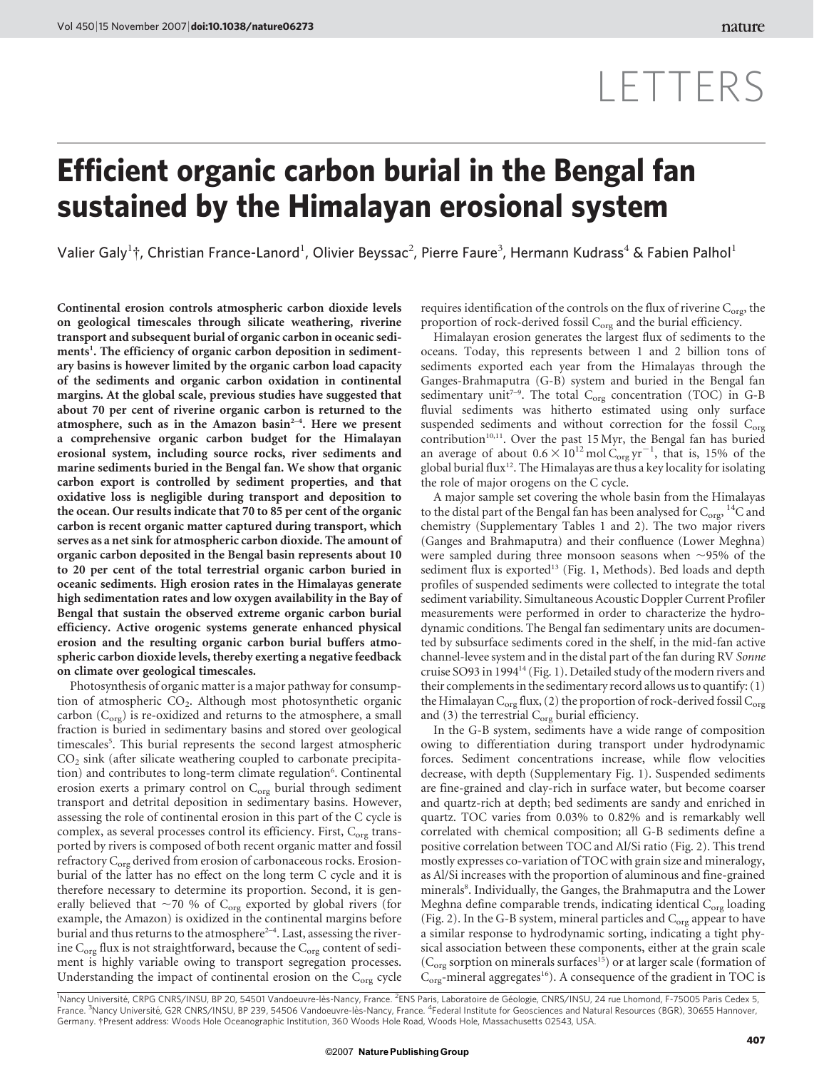# LETTERS

# Efficient organic carbon burial in the Bengal fan sustained by the Himalayan erosional system

Valier Galy[1]†, Christian France-Lanord[1], Olivier Beyssac[2], Pierre Faure[3], Hermann Kudrass[4] & Fabien Palhol[1]

**Continental erosion controls atmospheric carbon dioxide levels on geological timescales through silicate weathering, riverine transport and subsequent burial of organic carbon in oceanic sediments[1]. The efficiency of organic carbon deposition in sedimentary basins is however limited by the organic carbon load capacity of the sediments and organic carbon oxidation in continental margins. At the global scale, previous studies have suggested that about 70 per cent of riverine organic carbon is returned to the atmosphere, such as in the Amazon basin[2–4]. Here we present a comprehensive organic carbon budget for the Himalayan erosional system, including source rocks, river sediments and marine sediments buried in the Bengal fan. We show that organic carbon export is controlled by sediment properties, and that oxidative loss is negligible during transport and deposition to the ocean. Our results indicate that 70 to 85 per cent of the organic carbon is recent organic matter captured during transport, which serves as a net sink for atmospheric carbon dioxide. The amount of organic carbon deposited in the Bengal basin represents about 10 to 20 per cent of the total terrestrial organic carbon buried in oceanic sediments. High erosion rates in the Himalayas generate high sedimentation rates and low oxygen availability in the Bay of Bengal that sustain the observed extreme organic carbon burial efficiency. Active orogenic systems generate enhanced physical erosion and the resulting organic carbon burial buffers atmospheric carbon dioxide levels, thereby exerting a negative feedback on climate over geological timescales.**

Photosynthesis of organic matter is a major pathway for consumption of atmospheric $CO_2$. Although most photosynthetic organic carbon ($C_{org}$) is re-oxidized and returns to the atmosphere, a small fraction is buried in sedimentary basins and stored over geological timescales[5]. This burial represents the second largest atmospheric $CO_2$ sink (after silicate weathering coupled to carbonate precipitation) and contributes to long-term climate regulation[6]. Continental erosion exerts a primary control on $C_{org}$ burial through sediment transport and detrital deposition in sedimentary basins. However, assessing the role of continental erosion in this part of the C cycle is complex, as several processes control its efficiency. First, $C_{org}$ transported by rivers is composed of both recent organic matter and fossil refractory $C_{org}$ derived from erosion of carbonaceous rocks. Erosion-burial of the latter has no effect on the long term C cycle and it is therefore necessary to determine its proportion. Second, it is generally believed that ~70 % of $C_{org}$ exported by global rivers (for example, the Amazon) is oxidized in the continental margins before burial and thus returns to the atmosphere[2–4]. Last, assessing the riverine $C_{org}$ flux is not straightforward, because the $C_{org}$ content of sediment is highly variable owing to transport segregation processes. Understanding the impact of continental erosion on the $C_{org}$ cycle requires identification of the controls on the flux of riverine $C_{org}$, the proportion of rock-derived fossil $C_{org}$ and the burial efficiency.

Himalayan erosion generates the largest flux of sediments to the oceans. Today, this represents between 1 and 2 billion tons of sediments exported each year from the Himalayas through the Ganges-Brahmaputra (G-B) system and buried in the Bengal fan sedimentary unit[7–9]. The total $C_{org}$ concentration (TOC) in G-B fluvial sediments was hitherto estimated using only surface suspended sediments and without correction for the fossil $C_{org}$ contribution[10,11]. Over the past 15 Myr, the Bengal fan has buried an average of about $0.6 \times 10^{12}$ mol $C_{org}$ $yr^{-1}$, that is, 15% of the global burial flux[12]. The Himalayas are thus a key locality for isolating the role of major orogens on the C cycle.

A major sample set covering the whole basin from the Himalayas to the distal part of the Bengal fan has been analysed for $C_{org}$, $^{14}C$ and chemistry (Supplementary Tables 1 and 2). The two major rivers (Ganges and Brahmaputra) and their confluence (Lower Meghna) were sampled during three monsoon seasons when ~95% of the sediment flux is exported[13] (Fig. 1, Methods). Bed loads and depth profiles of suspended sediments were collected to integrate the total sediment variability. Simultaneous Acoustic Doppler Current Profiler measurements were performed in order to characterize the hydrodynamic conditions. The Bengal fan sedimentary units are documented by subsurface sediments cored in the shelf, in the mid-fan active channel-levee system and in the distal part of the fan during RV *Sonne* cruise SO93 in 1994[14] (Fig. 1). Detailed study of the modern rivers and their complements in the sedimentary record allows us to quantify: (1) the Himalayan $C_{org}$ flux, (2) the proportion of rock-derived fossil $C_{org}$ and (3) the terrestrial $C_{org}$ burial efficiency.

In the G-B system, sediments have a wide range of composition owing to differentiation during transport under hydrodynamic forces. Sediment concentrations increase, while flow velocities decrease, with depth (Supplementary Fig. 1). Suspended sediments are fine-grained and clay-rich in surface water, but become coarser and quartz-rich at depth; bed sediments are sandy and enriched in quartz. TOC varies from 0.03% to 0.82% and is remarkably well correlated with chemical composition; all G-B sediments define a positive correlation between TOC and Al/Si ratio (Fig. 2). This trend mostly expresses co-variation of TOC with grain size and mineralogy, as Al/Si increases with the proportion of aluminous and fine-grained minerals[8]. Individually, the Ganges, the Brahmaputra and the Lower Meghna define comparable trends, indicating identical $C_{org}$ loading (Fig. 2). In the G-B system, mineral particles and $C_{org}$ appear to have a similar response to hydrodynamic sorting, indicating a tight physical association between these components, either at the grain scale ($C_{org}$ sorption on minerals surfaces[15]) or at larger scale (formation of $C_{org}$-mineral aggregates[16]). A consequence of the gradient in TOC is

[1]Nancy Université, CRPG CNRS/INSU, BP 20, 54501 Vandoeuvre-lès-Nancy, France. [2]ENS Paris, Laboratoire de Géologie, CNRS/INSU, 24 rue Lhomond, F-75005 Paris Cedex 5, France. [3]Nancy Université, G2R CNRS/INSU, BP 239, 54506 Vandoeuvre-lès-Nancy, France. [4]Federal Institute for Geosciences and Natural Resources (BGR), 30655 Hannover, Germany. †Present address: Woods Hole Oceanographic Institution, 360 Woods Hole Road, Woods Hole, Massachusetts 02543, USA.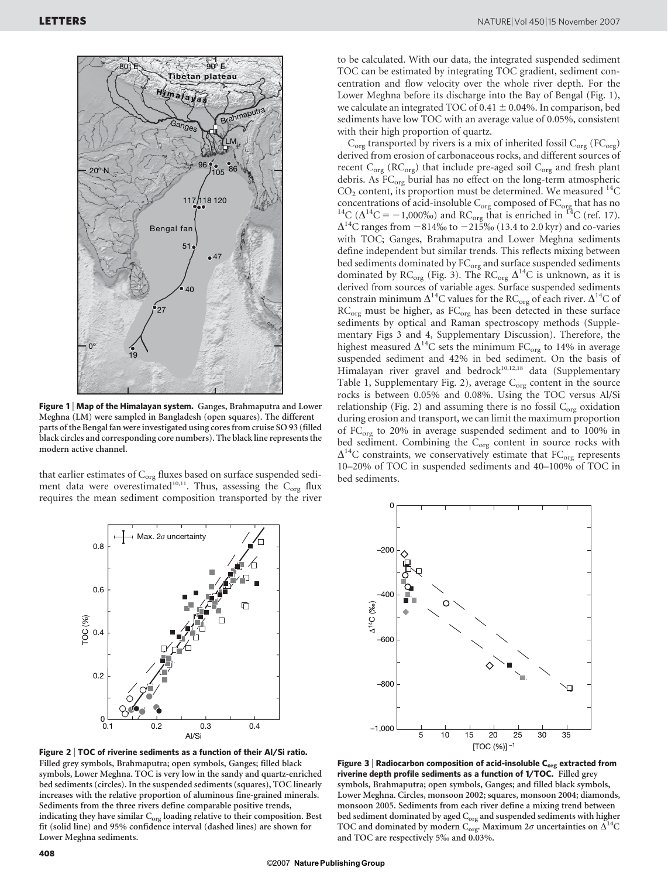**Figure 1 | Map of the Himalayan system.** Ganges, Brahmaputra and Lower Meghna (LM) were sampled in Bangladesh (open squares). The different parts of the Bengal fan were investigated using cores from cruise SO 93 (filled black circles and corresponding core numbers). The black line represents the modern active channel.

that earlier estimates of $C_{org}$ fluxes based on surface suspended sediment data were overestimated[10,11]. Thus, assessing the $C_{org}$ flux requires the mean sediment composition transported by the river to be calculated. With our data, the integrated suspended sediment TOC can be estimated by integrating TOC gradient, sediment concentration and flow velocity over the whole river depth. For the Lower Meghna before its discharge into the Bay of Bengal (Fig. 1), we calculate an integrated TOC of $0.41 \pm 0.04\%$. In comparison, bed sediments have low TOC with an average value of 0.05%, consistent with their high proportion of quartz.

$C_{org}$ transported by rivers is a mix of inherited fossil $C_{org}$ ($FC_{org}$) derived from erosion of carbonaceous rocks, and different sources of recent $C_{org}$ ($RC_{org}$) that include pre-aged soil $C_{org}$ and fresh plant debris. As $FC_{org}$ burial has no effect on the long-term atmospheric $CO_2$ content, its proportion must be determined. We measured $^{14}C$ concentrations of acid-insoluble $C_{org}$ composed of $FC_{org}$ that has no $^{14}C$ ($\Delta^{14}C = -1{,}000$‰) and $RC_{org}$ that is enriched in $^{14}C$ (ref. 17). $\Delta^{14}C$ ranges from −814‰ to −215‰ (13.4 to 2.0 kyr) and co-varies with TOC; Ganges, Brahmaputra and Lower Meghna sediments define independent but similar trends. This reflects mixing between bed sediments dominated by $FC_{org}$ and surface suspended sediments dominated by $RC_{org}$ (Fig. 3). The $RC_{org}$ $\Delta^{14}C$ is unknown, as it is derived from sources of variable ages. Surface suspended sediments constrain minimum $\Delta^{14}C$ values for the $RC_{org}$ of each river. $\Delta^{14}C$ of $RC_{org}$ must be higher, as $FC_{org}$ has been detected in these surface sediments by optical and Raman spectroscopy methods (Supplementary Figs 3 and 4, Supplementary Discussion). Therefore, the highest measured $\Delta^{14}C$ sets the minimum $FC_{org}$ to 14% in average suspended sediment and 42% in bed sediment. On the basis of Himalayan river gravel and bedrock[10,12,18] data (Supplementary Table 1, Supplementary Fig. 2), average $C_{org}$ content in the source rocks is between 0.05% and 0.08%. Using the TOC versus Al/Si relationship (Fig. 2) and assuming there is no fossil $C_{org}$ oxidation during erosion and transport, we can limit the maximum proportion of $FC_{org}$ to 20% in average suspended sediment and to 100% in bed sediment. Combining the $C_{org}$ content in source rocks with $\Delta^{14}C$ constraints, we conservatively estimate that $FC_{org}$ represents 10–20% of TOC in suspended sediments and 40–100% of TOC in bed sediments.

**Figure 2 | TOC of riverine sediments as a function of their Al/Si ratio.** Filled grey symbols, Brahmaputra; open symbols, Ganges; filled black symbols, Lower Meghna. TOC is very low in the sandy and quartz-enriched bed sediments (circles). In the suspended sediments (squares), TOC linearly increases with the relative proportion of aluminous fine-grained minerals. Sediments from the three rivers define comparable positive trends, indicating they have similar $C_{org}$ loading relative to their composition. Best fit (solid line) and 95% confidence interval (dashed lines) are shown for Lower Meghna sediments.

**Figure 3 | Radiocarbon composition of acid-insoluble $C_{org}$ extracted from riverine depth profile sediments as a function of 1/TOC.** Filled grey symbols, Brahmaputra; open symbols, Ganges; and filled black symbols, Lower Meghna. Circles, monsoon 2002; squares, monsoon 2004; diamonds, monsoon 2005. Sediments from each river define a mixing trend between bed sediment dominated by aged $C_{org}$ and suspended sediments with higher TOC and dominated by modern $C_{org}$. Maximum $2\sigma$ uncertainties on $\Delta^{14}C$ and TOC are respectively 5‰ and 0.03%.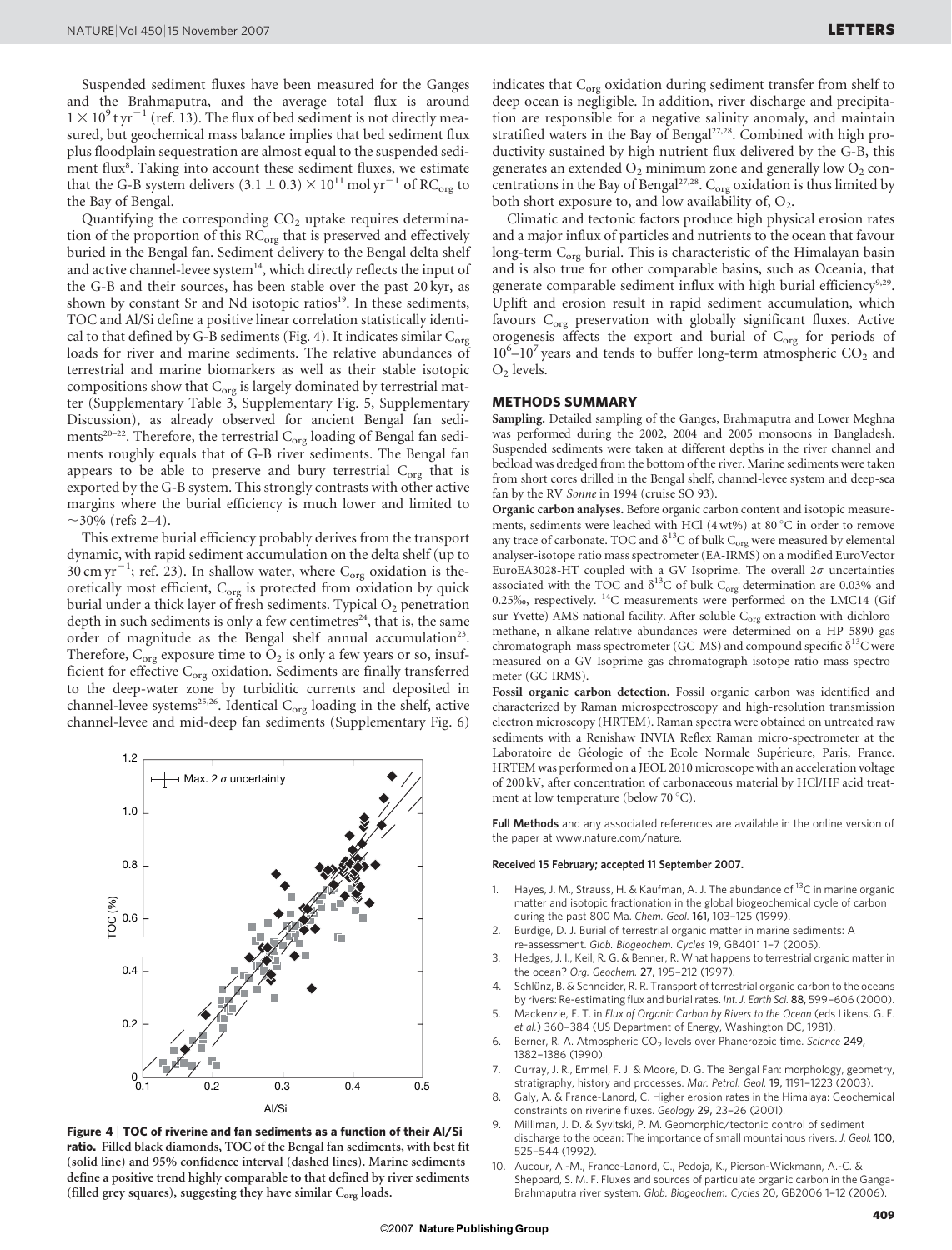Suspended sediment fluxes have been measured for the Ganges and the Brahmaputra, and the average total flux is around $1 \times 10^9$ t yr$^{-1}$ (ref. 13). The flux of bed sediment is not directly measured, but geochemical mass balance implies that bed sediment flux plus floodplain sequestration are almost equal to the suspended sediment flux[8]. Taking into account these sediment fluxes, we estimate that the G-B system delivers $(3.1 \pm 0.3) \times 10^{11}$ mol yr$^{-1}$ of $RC_{org}$ to the Bay of Bengal.

Quantifying the corresponding $CO_2$ uptake requires determination of the proportion of this $RC_{org}$ that is preserved and effectively buried in the Bengal fan. Sediment delivery to the Bengal delta shelf and active channel-levee system[14], which directly reflects the input of the G-B and their sources, has been stable over the past 20 kyr, as shown by constant Sr and Nd isotopic ratios[19]. In these sediments, TOC and Al/Si define a positive linear correlation statistically identical to that defined by G-B sediments (Fig. 4). It indicates similar $C_{org}$ loads for river and marine sediments. The relative abundances of terrestrial and marine biomarkers as well as their stable isotopic compositions show that $C_{org}$ is largely dominated by terrestrial matter (Supplementary Table 3, Supplementary Fig. 5, Supplementary Discussion), as already observed for ancient Bengal fan sediments[20–22]. Therefore, the terrestrial $C_{org}$ loading of Bengal fan sediments roughly equals that of G-B river sediments. The Bengal fan appears to be able to preserve and bury terrestrial $C_{org}$ that is exported by the G-B system. This strongly contrasts with other active margins where the burial efficiency is much lower and limited to ~30% (refs 2–4).

This extreme burial efficiency probably derives from the transport dynamic, with rapid sediment accumulation on the delta shelf (up to 30 cm yr$^{-1}$; ref. 23). In shallow water, where $C_{org}$ oxidation is theoretically most efficient, $C_{org}$ is protected from oxidation by quick burial under a thick layer of fresh sediments. Typical $O_2$ penetration depth in such sediments is only a few centimetres[24], that is, the same order of magnitude as the Bengal shelf annual accumulation[23]. Therefore, $C_{org}$ exposure time to $O_2$ is only a few years or so, insufficient for effective $C_{org}$ oxidation. Sediments are finally transferred to the deep-water zone by turbiditic currents and deposited in channel-levee systems[25,26]. Identical $C_{org}$ loading in the shelf, active channel-levee and mid-deep fan sediments (Supplementary Fig. 6) indicates that $C_{org}$ oxidation during sediment transfer from shelf to deep ocean is negligible. In addition, river discharge and precipitation are responsible for a negative salinity anomaly, and maintain stratified waters in the Bay of Bengal[27,28]. Combined with high productivity sustained by high nutrient flux delivered by the G-B, this generates an extended $O_2$ minimum zone and generally low $O_2$ concentrations in the Bay of Bengal[27,28]. $C_{org}$ oxidation is thus limited by both short exposure to, and low availability of, $O_2$.

Climatic and tectonic factors produce high physical erosion rates and a major influx of particles and nutrients to the ocean that favour long-term $C_{org}$ burial. This is characteristic of the Himalayan basin and is also true for other comparable basins, such as Oceania, that generate comparable sediment influx with high burial efficiency[9,29]. Uplift and erosion result in rapid sediment accumulation, which favours $C_{org}$ preservation with globally significant fluxes. Active orogenesis affects the export and burial of $C_{org}$ for periods of $10^6$–$10^7$ years and tends to buffer long-term atmospheric $CO_2$ and $O_2$ levels.

**Figure 4 | TOC of riverine and fan sediments as a function of their Al/Si ratio.** Filled black diamonds, TOC of the Bengal fan sediments, with best fit (solid line) and 95% confidence interval (dashed lines). Marine sediments define a positive trend highly comparable to that defined by river sediments (filled grey squares), suggesting they have similar $C_{org}$ loads.

## METHODS SUMMARY

**Sampling.** Detailed sampling of the Ganges, Brahmaputra and Lower Meghna was performed during the 2002, 2004 and 2005 monsoons in Bangladesh. Suspended sediments were taken at different depths in the river channel and bedload was dredged from the bottom of the river. Marine sediments were taken from short cores drilled in the Bengal shelf, channel-levee system and deep-sea fan by the RV *Sonne* in 1994 (cruise SO 93).

**Organic carbon analyses.** Before organic carbon content and isotopic measurements, sediments were leached with HCl (4 wt%) at 80 °C in order to remove any trace of carbonate. TOC and $\delta^{13}C$ of bulk $C_{org}$ were measured by elemental analyser-isotope ratio mass spectrometer (EA-IRMS) on a modified EuroVector EuroEA3028-HT coupled with a GV Isoprime. The overall $2\sigma$ uncertainties associated with the TOC and $\delta^{13}C$ of bulk $C_{org}$ determination are 0.03% and 0.25‰, respectively. $^{14}C$ measurements were performed on the LMC14 (Gif sur Yvette) AMS national facility. After soluble $C_{org}$ extraction with dichloromethane, n-alkane relative abundances were determined on a HP 5890 gas chromatograph-mass spectrometer (GC-MS) and compound specific $\delta^{13}C$ were measured on a GV-Isoprime gas chromatograph-isotope ratio mass spectrometer (GC-IRMS).

**Fossil organic carbon detection.** Fossil organic carbon was identified and characterized by Raman microspectroscopy and high-resolution transmission electron microscopy (HRTEM). Raman spectra were obtained on untreated raw sediments with a Renishaw INVIA Reflex Raman micro-spectrometer at the Laboratoire de Géologie of the Ecole Normale Supérieure, Paris, France. HRTEM was performed on a JEOL 2010 microscope with an acceleration voltage of 200 kV, after concentration of carbonaceous material by HCl/HF acid treatment at low temperature (below 70 °C).

**Full Methods** and any associated references are available in the online version of the paper at www.nature.com/nature.

**Received 15 February; accepted 11 September 2007.**

1. Hayes, J. M., Strauss, H. & Kaufman, A. J. The abundance of $^{13}C$ in marine organic matter and isotopic fractionation in the global biogeochemical cycle of carbon during the past 800 Ma. *Chem. Geol.* **161,** 103–125 (1999).
2. Burdige, D. J. Burial of terrestrial organic matter in marine sediments: A re-assessment. *Glob. Biogeochem. Cycles* 19, GB4011 1–7 (2005).
3. Hedges, J. I., Keil, R. G. & Benner, R. What happens to terrestrial organic matter in the ocean? *Org. Geochem.* **27,** 195–212 (1997).
4. Schlünz, B. & Schneider, R. R. Transport of terrestrial organic carbon to the oceans by rivers: Re-estimating flux and burial rates. *Int. J. Earth Sci.* **88,** 599–606 (2000).
5. Mackenzie, F. T. in *Flux of Organic Carbon by Rivers to the Ocean* (eds Likens, G. E. *et al.*) 360–384 (US Department of Energy, Washington DC, 1981).
6. Berner, R. A. Atmospheric $CO_2$ levels over Phanerozoic time. *Science* **249,** 1382–1386 (1990).
7. Curray, J. R., Emmel, F. J. & Moore, D. G. The Bengal Fan: morphology, geometry, stratigraphy, history and processes. *Mar. Petrol. Geol.* **19,** 1191–1223 (2003).
8. Galy, A. & France-Lanord, C. Higher erosion rates in the Himalaya: Geochemical constraints on riverine fluxes. *Geology* **29,** 23–26 (2001).
9. Milliman, J. D. & Syvitski, P. M. Geomorphic/tectonic control of sediment discharge to the ocean: The importance of small mountainous rivers. *J. Geol.* **100,** 525–544 (1992).
10. Aucour, A.-M., France-Lanord, C., Pedoja, K., Pierson-Wickmann, A.-C. & Sheppard, S. M. F. Fluxes and sources of particulate organic carbon in the Ganga-Brahmaputra river system. *Glob. Biogeochem. Cycles* 20, GB2006 1–12 (2006).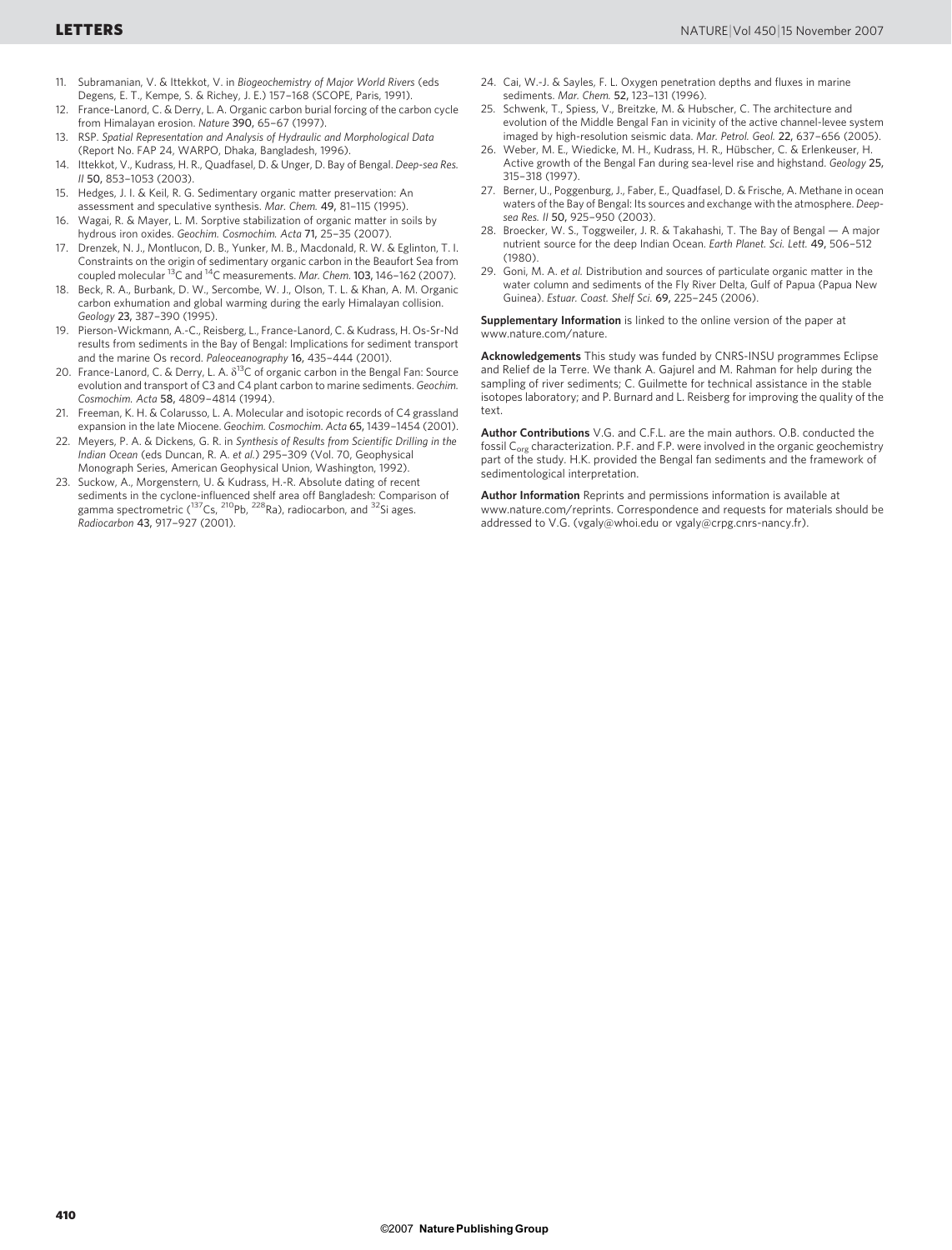11. Subramanian, V. & Ittekkot, V. in *Biogeochemistry of Major World Rivers* (eds Degens, E. T., Kempe, S. & Richey, J. E.) 157–168 (SCOPE, Paris, 1991).
12. France-Lanord, C. & Derry, L. A. Organic carbon burial forcing of the carbon cycle from Himalayan erosion. *Nature* **390,** 65–67 (1997).
13. RSP. *Spatial Representation and Analysis of Hydraulic and Morphological Data* (Report No. FAP 24, WARPO, Dhaka, Bangladesh, 1996).
14. Ittekkot, V., Kudrass, H. R., Quadfasel, D. & Unger, D. Bay of Bengal. *Deep-sea Res. II* **50,** 853–1053 (2003).
15. Hedges, J. I. & Keil, R. G. Sedimentary organic matter preservation: An assessment and speculative synthesis. *Mar. Chem.* **49,** 81–115 (1995).
16. Wagai, R. & Mayer, L. M. Sorptive stabilization of organic matter in soils by hydrous iron oxides. *Geochim. Cosmochim. Acta* **71,** 25–35 (2007).
17. Drenzek, N. J., Montlucon, D. B., Yunker, M. B., Macdonald, R. W. & Eglinton, T. I. Constraints on the origin of sedimentary organic carbon in the Beaufort Sea from coupled molecular $^{13}C$ and $^{14}C$ measurements. *Mar. Chem.* **103,** 146–162 (2007).
18. Beck, R. A., Burbank, D. W., Sercombe, W. J., Olson, T. L. & Khan, A. M. Organic carbon exhumation and global warming during the early Himalayan collision. *Geology* **23,** 387–390 (1995).
19. Pierson-Wickmann, A.-C., Reisberg, L., France-Lanord, C. & Kudrass, H. Os-Sr-Nd results from sediments in the Bay of Bengal: Implications for sediment transport and the marine Os record. *Paleoceanography* **16,** 435–444 (2001).
20. France-Lanord, C. & Derry, L. A. $\delta^{13}C$ of organic carbon in the Bengal Fan: Source evolution and transport of C3 and C4 plant carbon to marine sediments. *Geochim. Cosmochim. Acta* **58,** 4809–4814 (1994).
21. Freeman, K. H. & Colarusso, L. A. Molecular and isotopic records of C4 grassland expansion in the late Miocene. *Geochim. Cosmochim. Acta* **65,** 1439–1454 (2001).
22. Meyers, P. A. & Dickens, G. R. in *Synthesis of Results from Scientific Drilling in the Indian Ocean* (eds Duncan, R. A. *et al.*) 295–309 (Vol. 70, Geophysical Monograph Series, American Geophysical Union, Washington, 1992).
23. Suckow, A., Morgenstern, U. & Kudrass, H.-R. Absolute dating of recent sediments in the cyclone-influenced shelf area off Bangladesh: Comparison of gamma spectrometric ($^{137}Cs$, $^{210}Pb$, $^{228}Ra$), radiocarbon, and $^{32}Si$ ages. *Radiocarbon* **43,** 917–927 (2001).
24. Cai, W.-J. & Sayles, F. L. Oxygen penetration depths and fluxes in marine sediments. *Mar. Chem.* **52,** 123–131 (1996).
25. Schwenk, T., Spiess, V., Breitzke, M. & Hubscher, C. The architecture and evolution of the Middle Bengal Fan in vicinity of the active channel-levee system imaged by high-resolution seismic data. *Mar. Petrol. Geol.* **22,** 637–656 (2005).
26. Weber, M. E., Wiedicke, M. H., Kudrass, H. R., Hübscher, C. & Erlenkeuser, H. Active growth of the Bengal Fan during sea-level rise and highstand. *Geology* **25,** 315–318 (1997).
27. Berner, U., Poggenburg, J., Faber, E., Quadfasel, D. & Frische, A. Methane in ocean waters of the Bay of Bengal: Its sources and exchange with the atmosphere. *Deep-sea Res. II* **50,** 925–950 (2003).
28. Broecker, W. S., Toggweiler, J. R. & Takahashi, T. The Bay of Bengal — A major nutrient source for the deep Indian Ocean. *Earth Planet. Sci. Lett.* **49,** 506–512 (1980).
29. Goni, M. A. *et al.* Distribution and sources of particulate organic matter in the water column and sediments of the Fly River Delta, Gulf of Papua (Papua New Guinea). *Estuar. Coast. Shelf Sci.* **69,** 225–245 (2006).

**Supplementary Information** is linked to the online version of the paper at www.nature.com/nature.

**Acknowledgements** This study was funded by CNRS-INSU programmes Eclipse and Relief de la Terre. We thank A. Gajurel and M. Rahman for help during the sampling of river sediments; C. Guilmette for technical assistance in the stable isotopes laboratory; and P. Burnard and L. Reisberg for improving the quality of the text.

**Author Contributions** V.G. and C.F.L. are the main authors. O.B. conducted the fossil $C_{org}$ characterization. P.F. and F.P. were involved in the organic geochemistry part of the study. H.K. provided the Bengal fan sediments and the framework of sedimentological interpretation.

**Author Information** Reprints and permissions information is available at www.nature.com/reprints. Correspondence and requests for materials should be addressed to V.G. (vgaly@whoi.edu or vgaly@crpg.cnrs-nancy.fr).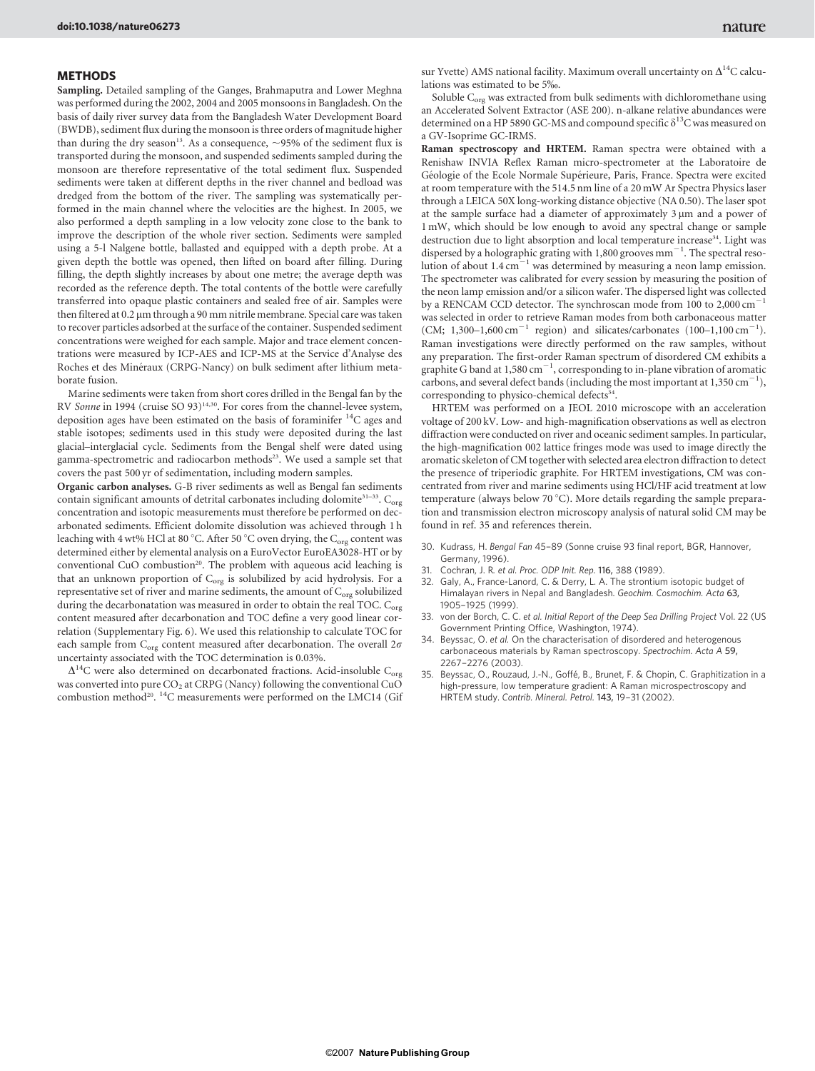## METHODS

**Sampling.** Detailed sampling of the Ganges, Brahmaputra and Lower Meghna was performed during the 2002, 2004 and 2005 monsoons in Bangladesh. On the basis of daily river survey data from the Bangladesh Water Development Board (BWDB), sediment flux during the monsoon is three orders of magnitude higher than during the dry season[13]. As a consequence, ~95% of the sediment flux is transported during the monsoon, and suspended sediments sampled during the monsoon are therefore representative of the total sediment flux. Suspended sediments were taken at different depths in the river channel and bedload was dredged from the bottom of the river. The sampling was systematically performed in the main channel where the velocities are the highest. In 2005, we also performed a depth sampling in a low velocity zone close to the bank to improve the description of the whole river section. Sediments were sampled using a 5-l Nalgene bottle, ballasted and equipped with a depth probe. At a given depth the bottle was opened, then lifted on board after filling. During filling, the depth slightly increases by about one metre; the average depth was recorded as the reference depth. The total contents of the bottle were carefully transferred into opaque plastic containers and sealed free of air. Samples were then filtered at 0.2 μm through a 90 mm nitrile membrane. Special care was taken to recover particles adsorbed at the surface of the container. Suspended sediment concentrations were weighed for each sample. Major and trace element concentrations were measured by ICP-AES and ICP-MS at the Service d'Analyse des Roches et des Minéraux (CRPG-Nancy) on bulk sediment after lithium metaborate fusion.

Marine sediments were taken from short cores drilled in the Bengal fan by the RV *Sonne* in 1994 (cruise SO 93)[14,30]. For cores from the channel-levee system, deposition ages have been estimated on the basis of foraminifer $^{14}C$ ages and stable isotopes; sediments used in this study were deposited during the last glacial–interglacial cycle. Sediments from the Bengal shelf were dated using gamma-spectrometric and radiocarbon methods[23]. We used a sample set that covers the past 500 yr of sedimentation, including modern samples.

**Organic carbon analyses.** G-B river sediments as well as Bengal fan sediments contain significant amounts of detrital carbonates including dolomite[31–33]. $C_{org}$ concentration and isotopic measurements must therefore be performed on decarbonated sediments. Efficient dolomite dissolution was achieved through 1 h leaching with 4 wt% HCl at 80 °C. After 50 °C oven drying, the $C_{org}$ content was determined either by elemental analysis on a EuroVector EuroEA3028-HT or by conventional CuO combustion[20]. The problem with aqueous acid leaching is that an unknown proportion of $C_{org}$ is solubilized by acid hydrolysis. For a representative set of river and marine sediments, the amount of $C_{org}$ solubilized during the decarbonatation was measured in order to obtain the real TOC. $C_{org}$ content measured after decarbonation and TOC define a very good linear correlation (Supplementary Fig. 6). We used this relationship to calculate TOC for each sample from $C_{org}$ content measured after decarbonation. The overall $2\sigma$ uncertainty associated with the TOC determination is 0.03%.

$\Delta^{14}C$ were also determined on decarbonated fractions. Acid-insoluble $C_{org}$ was converted into pure $CO_2$ at CRPG (Nancy) following the conventional CuO combustion method[20]. $^{14}C$ measurements were performed on the LMC14 (Gif sur Yvette) AMS national facility. Maximum overall uncertainty on $\Delta^{14}C$ calculations was estimated to be 5‰.

Soluble $C_{org}$ was extracted from bulk sediments with dichloromethane using an Accelerated Solvent Extractor (ASE 200). n-alkane relative abundances were determined on a HP 5890 GC-MS and compound specific $\delta^{13}C$ was measured on a GV-Isoprime GC-IRMS.

**Raman spectroscopy and HRTEM.** Raman spectra were obtained with a Renishaw INVIA Reflex Raman micro-spectrometer at the Laboratoire de Géologie of the Ecole Normale Supérieure, Paris, France. Spectra were excited at room temperature with the 514.5 nm line of a 20 mW Ar Spectra Physics laser through a LEICA 50X long-working distance objective (NA 0.50). The laser spot at the sample surface had a diameter of approximately 3 μm and a power of 1 mW, which should be low enough to avoid any spectral change or sample destruction due to light absorption and local temperature increase[34]. Light was dispersed by a holographic grating with 1,800 grooves $mm^{-1}$. The spectral resolution of about 1.4 $cm^{-1}$ was determined by measuring a neon lamp emission. The spectrometer was calibrated for every session by measuring the position of the neon lamp emission and/or a silicon wafer. The dispersed light was collected by a RENCAM CCD detector. The synchroscan mode from 100 to 2,000 $cm^{-1}$ was selected in order to retrieve Raman modes from both carbonaceous matter (CM; 1,300–1,600 $cm^{-1}$ region) and silicates/carbonates (100–1,100 $cm^{-1}$). Raman investigations were directly performed on the raw samples, without any preparation. The first-order Raman spectrum of disordered CM exhibits a graphite G band at 1,580 $cm^{-1}$, corresponding to in-plane vibration of aromatic carbons, and several defect bands (including the most important at 1,350 $cm^{-1}$), corresponding to physico-chemical defects[34].

HRTEM was performed on a JEOL 2010 microscope with an acceleration voltage of 200 kV. Low- and high-magnification observations as well as electron diffraction were conducted on river and oceanic sediment samples. In particular, the high-magnification 002 lattice fringes mode was used to image directly the aromatic skeleton of CM together with selected area electron diffraction to detect the presence of triperiodic graphite. For HRTEM investigations, CM was concentrated from river and marine sediments using HCl/HF acid treatment at low temperature (always below 70 °C). More details regarding the sample preparation and transmission electron microscopy analysis of natural solid CM may be found in ref. 35 and references therein.

30. Kudrass, H. *Bengal Fan* 45–89 (Sonne cruise 93 final report, BGR, Hannover, Germany, 1996).
31. Cochran, J. R. *et al. Proc. ODP Init. Rep.* **116,** 388 (1989).
32. Galy, A., France-Lanord, C. & Derry, L. A. The strontium isotopic budget of Himalayan rivers in Nepal and Bangladesh. *Geochim. Cosmochim. Acta* **63,** 1905–1925 (1999).
33. von der Borch, C. C. *et al. Initial Report of the Deep Sea Drilling Project* Vol. 22 (US Government Printing Office, Washington, 1974).
34. Beyssac, O. *et al.* On the characterisation of disordered and heterogenous carbonaceous materials by Raman spectroscopy. *Spectrochim. Acta A* **59,** 2267–2276 (2003).
35. Beyssac, O., Rouzaud, J.-N., Goffé, B., Brunet, F. & Chopin, C. Graphitization in a high-pressure, low temperature gradient: A Raman microspectroscopy and HRTEM study. *Contrib. Mineral. Petrol.* **143,** 19–31 (2002).